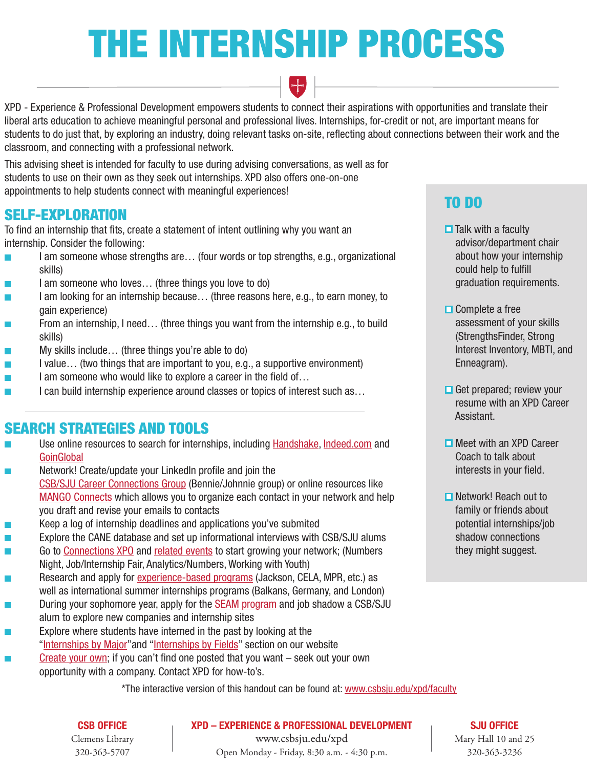# THE INTERNSHIP PROCESS

XPD - Experience & Professional Development empowers students to connect their aspirations with opportunities and translate their liberal arts education to achieve meaningful personal and professional lives. Internships, for-credit or not, are important means for students to do just that, by exploring an industry, doing relevant tasks on-site, reflecting about connections between their work and the classroom, and connecting with a professional network.

This advising sheet is intended for faculty to use during advising conversations, as well as for students to use on their own as they seek out internships. XPD also offers one-on-one appointments to help students connect with meaningful experiences!

## SELF-EXPLORATION

To find an internship that fits, create a statement of intent outlining why you want an internship. Consider the following:

- I am someone whose strengths are… (four words or top strengths, e.g., organizational skills)
- I am someone who loves… (three things you love to do)
- I am looking for an internship because… (three reasons here, e.g., to earn money, to gain experience)
- From an internship, I need… (three things you want from the internship e.g., to build skills)
- My skills include… (three things you're able to do)
- I value… (two things that are important to you, e.g., a supportive environment)
- I am someone who would like to explore a career in the field of…
- I can build internship experience around classes or topics of interest such as…

## SEARCH STRATEGIES AND TOOLS

- Use online resources to search for internships, including Handshake, Indeed.com and GoinGlobal
- Network! Create/update your LinkedIn profile and join the CSB/SJU Career Connections Group (Bennie/Johnnie group) or online resources like MANGO Connects which allows you to organize each contact in your network and help you draft and revise your emails to contacts
- Keep a log of internship deadlines and applications you've submited
- Explore the CANE database and set up informational interviews with CSB/SJU alums
- Go to Connections XPO and related events to start growing your network; (Numbers Night, Job/Internship Fair, Analytics/Numbers, Working with Youth)
- Research and apply for experience-based programs (Jackson, CELA, MPR, etc.) as well as international summer internships programs (Balkans, Germany, and London)
- During your sophomore year, apply for the SEAM program and job shadow a CSB/SJU alum to explore new companies and internship sites
- Explore where students have interned in the past by looking at the "Internships by Major"and "Internships by Fields" section on our website
- Create your own; if you can't find one posted that you want – seek out your own opportunity with a company. Contact XPD for how-to's.

## TO DO

- [ ] Talk with a faculty advisor/department chair about how your internship could help to fulfill graduation requirements.
- [ ] Complete a free assessment of your skills (StrengthsFinder, Strong Interest Inventory, MBTI, and Enneagram).
- [ ] Get prepared; review your resume with an XPD Career Assistant.
- [ ] Meet with an XPD Career Coach to talk about interests in your field.
- [ ] Network! Reach out to family or friends about potential internships/job shadow connections they might suggest.

*The interactive version of this handout can be found at: www.csbsju.edu/xpd/faculty

**CSB OFFICE**
Clemens Library
320-363-5707

**XPD – EXPERIENCE & PROFESSIONAL DEVELOPMENT**
www.csbsju.edu/xpd
Open Monday - Friday, 8:30 a.m. - 4:30 p.m.

**SJU OFFICE**
Mary Hall 10 and 25
320-363-3236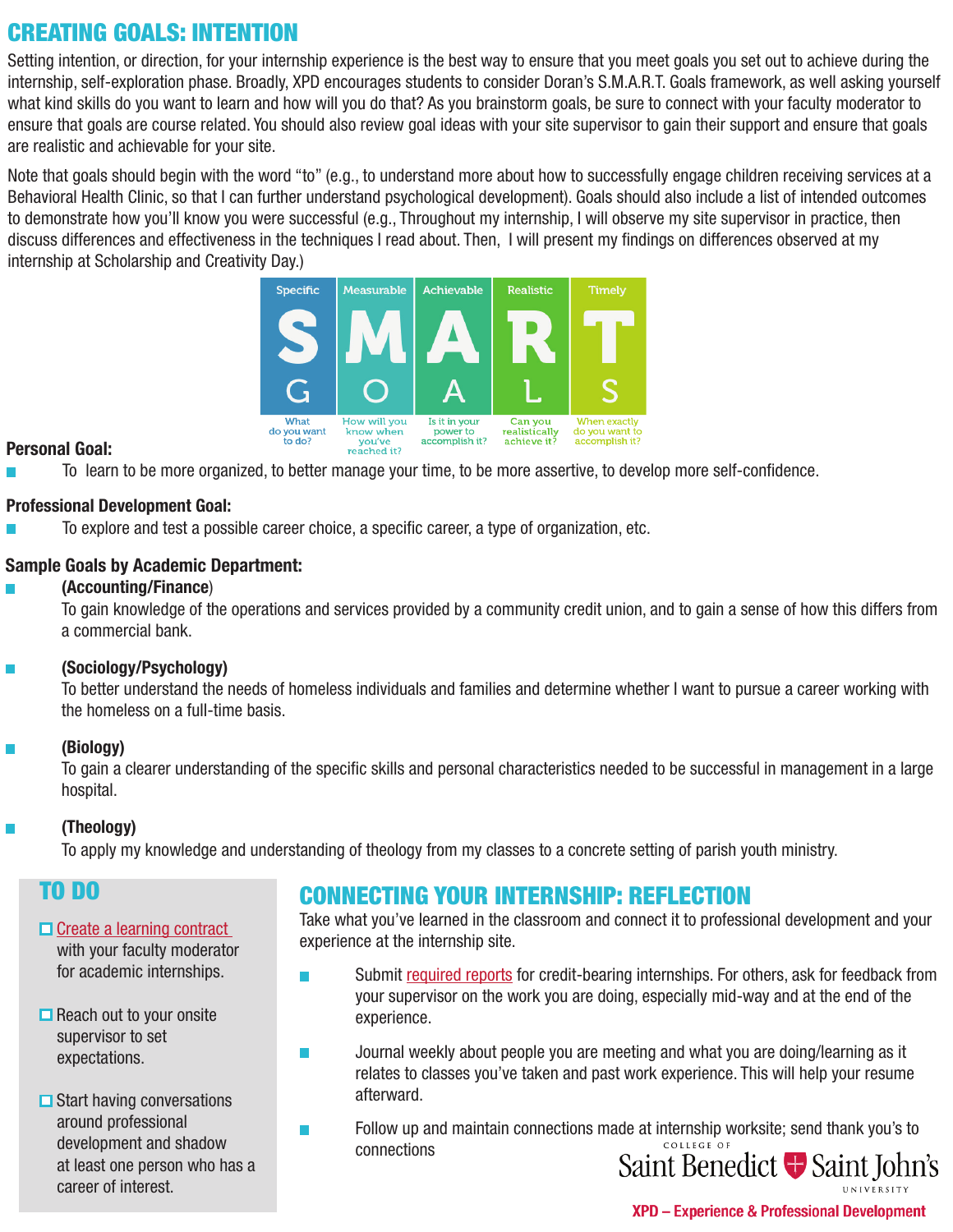## CREATING GOALS: INTENTION

Setting intention, or direction, for your internship experience is the best way to ensure that you meet goals you set out to achieve during the internship, self-exploration phase. Broadly, XPD encourages students to consider Doran's S.M.A.R.T. Goals framework, as well asking yourself what kind skills do you want to learn and how will you do that? As you brainstorm goals, be sure to connect with your faculty moderator to ensure that goals are course related. You should also review goal ideas with your site supervisor to gain their support and ensure that goals are realistic and achievable for your site.

Note that goals should begin with the word "to" (e.g., to understand more about how to successfully engage children receiving services at a Behavioral Health Clinic, so that I can further understand psychological development). Goals should also include a list of intended outcomes to demonstrate how you'll know you were successful (e.g., Throughout my internship, I will observe my site supervisor in practice, then discuss differences and effectiveness in the techniques I read about. Then, I will present my findings on differences observed at my internship at Scholarship and Creativity Day.)

Specific — S — G — What do you want to do?
Measurable — M — O — How will you know when you've reached it?
Achievable — A — A — Is it in your power to accomplish it?
Realistic — R — L — Can you realistically achieve it?
Timely — T — S — When exactly do you want to accomplish it?

**Personal Goal:**

- To learn to be more organized, to better manage your time, to be more assertive, to develop more self-confidence.

**Professional Development Goal:**

- To explore and test a possible career choice, a specific career, a type of organization, etc.

**Sample Goals by Academic Department:**

- **(Accounting/Finance)**
  To gain knowledge of the operations and services provided by a community credit union, and to gain a sense of how this differs from a commercial bank.

- **(Sociology/Psychology)**
  To better understand the needs of homeless individuals and families and determine whether I want to pursue a career working with the homeless on a full-time basis.

- **(Biology)**
  To gain a clearer understanding of the specific skills and personal characteristics needed to be successful in management in a large hospital.

- **(Theology)**
  To apply my knowledge and understanding of theology from my classes to a concrete setting of parish youth ministry.

## TO DO

- [ ] Create a learning contract with your faculty moderator for academic internships.
- [ ] Reach out to your onsite supervisor to set expectations.
- [ ] Start having conversations around professional development and shadow at least one person who has a career of interest.

## CONNECTING YOUR INTERNSHIP: REFLECTION

Take what you've learned in the classroom and connect it to professional development and your experience at the internship site.

- Submit required reports for credit-bearing internships. For others, ask for feedback from your supervisor on the work you are doing, especially mid-way and at the end of the experience.
- Journal weekly about people you are meeting and what you are doing/learning as it relates to classes you've taken and past work experience. This will help your resume afterward.
- Follow up and maintain connections made at internship worksite; send thank you's to connections

College of Saint Benedict | Saint John's University

XPD – Experience & Professional Development